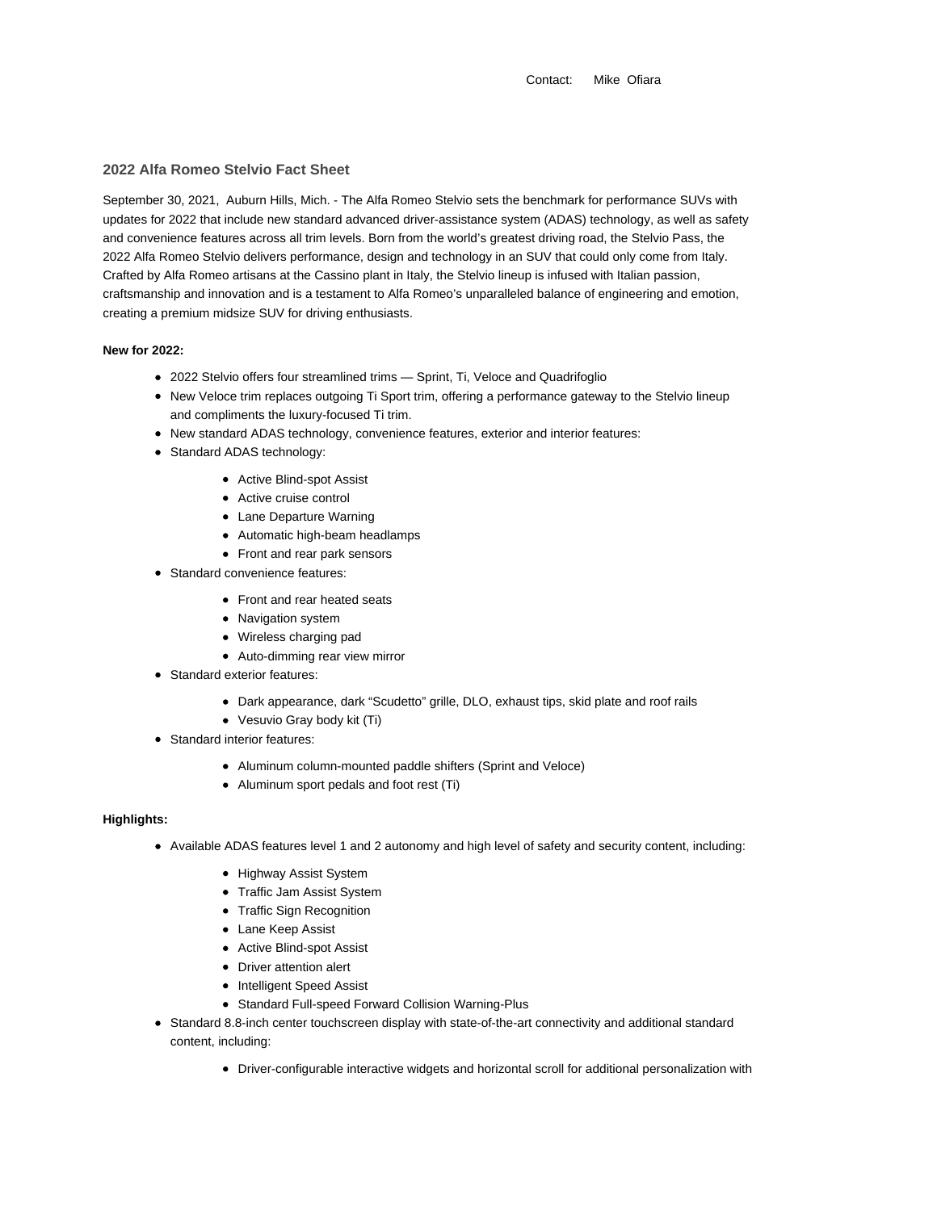Contact: Mike Ofiara

## 2022 Alfa Romeo Stelvio Fact Sheet

September 30, 2021, Auburn Hills, Mich. - The Alfa Romeo Stelvio sets the benchmark for performance SUVs with updates for 2022 that include new standard advanced driver-assistance system (ADAS) technology, as well as safety and convenience features across all trim levels. Born from the world's greatest driving road, the Stelvio Pass, the 2022 Alfa Romeo Stelvio delivers performance, design and technology in an SUV that could only come from Italy. Crafted by Alfa Romeo artisans at the Cassino plant in Italy, the Stelvio lineup is infused with Italian passion, craftsmanship and innovation and is a testament to Alfa Romeo's unparalleled balance of engineering and emotion, creating a premium midsize SUV for driving enthusiasts.

**New for 2022:**

- 2022 Stelvio offers four streamlined trims — Sprint, Ti, Veloce and Quadrifoglio
- New Veloce trim replaces outgoing Ti Sport trim, offering a performance gateway to the Stelvio lineup and compliments the luxury-focused Ti trim.
- New standard ADAS technology, convenience features, exterior and interior features:
- Standard ADAS technology:
    - Active Blind-spot Assist
    - Active cruise control
    - Lane Departure Warning
    - Automatic high-beam headlamps
    - Front and rear park sensors
- Standard convenience features:
    - Front and rear heated seats
    - Navigation system
    - Wireless charging pad
    - Auto-dimming rear view mirror
- Standard exterior features:
    - Dark appearance, dark "Scudetto" grille, DLO, exhaust tips, skid plate and roof rails
    - Vesuvio Gray body kit (Ti)
- Standard interior features:
    - Aluminum column-mounted paddle shifters (Sprint and Veloce)
    - Aluminum sport pedals and foot rest (Ti)

**Highlights:**

- Available ADAS features level 1 and 2 autonomy and high level of safety and security content, including:
    - Highway Assist System
    - Traffic Jam Assist System
    - Traffic Sign Recognition
    - Lane Keep Assist
    - Active Blind-spot Assist
    - Driver attention alert
    - Intelligent Speed Assist
    - Standard Full-speed Forward Collision Warning-Plus
- Standard 8.8-inch center touchscreen display with state-of-the-art connectivity and additional standard content, including:
    - Driver-configurable interactive widgets and horizontal scroll for additional personalization with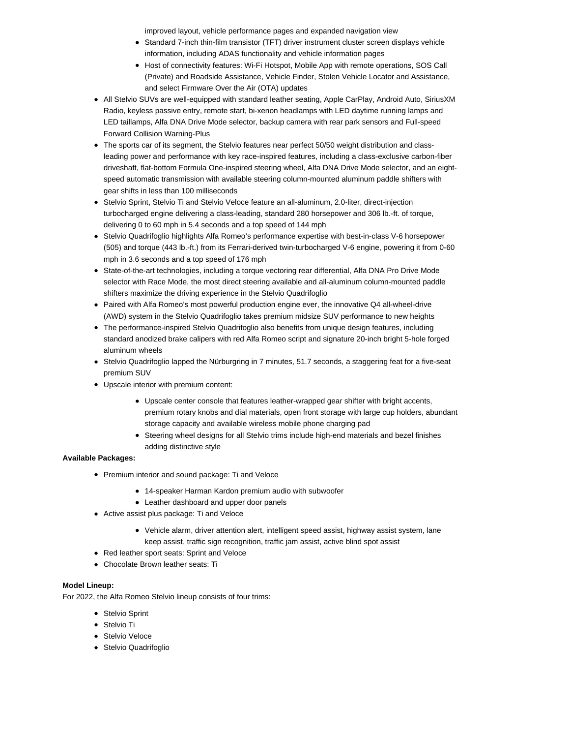- improved layout, vehicle performance pages and expanded navigation view
    - Standard 7-inch thin-film transistor (TFT) driver instrument cluster screen displays vehicle information, including ADAS functionality and vehicle information pages
    - Host of connectivity features: Wi-Fi Hotspot, Mobile App with remote operations, SOS Call (Private) and Roadside Assistance, Vehicle Finder, Stolen Vehicle Locator and Assistance, and select Firmware Over the Air (OTA) updates
- All Stelvio SUVs are well-equipped with standard leather seating, Apple CarPlay, Android Auto, SiriusXM Radio, keyless passive entry, remote start, bi-xenon headlamps with LED daytime running lamps and LED taillamps, Alfa DNA Drive Mode selector, backup camera with rear park sensors and Full-speed Forward Collision Warning-Plus
- The sports car of its segment, the Stelvio features near perfect 50/50 weight distribution and class-leading power and performance with key race-inspired features, including a class-exclusive carbon-fiber driveshaft, flat-bottom Formula One-inspired steering wheel, Alfa DNA Drive Mode selector, and an eight-speed automatic transmission with available steering column-mounted aluminum paddle shifters with gear shifts in less than 100 milliseconds
- Stelvio Sprint, Stelvio Ti and Stelvio Veloce feature an all-aluminum, 2.0-liter, direct-injection turbocharged engine delivering a class-leading, standard 280 horsepower and 306 lb.-ft. of torque, delivering 0 to 60 mph in 5.4 seconds and a top speed of 144 mph
- Stelvio Quadrifoglio highlights Alfa Romeo's performance expertise with best-in-class V-6 horsepower (505) and torque (443 lb.-ft.) from its Ferrari-derived twin-turbocharged V-6 engine, powering it from 0-60 mph in 3.6 seconds and a top speed of 176 mph
- State-of-the-art technologies, including a torque vectoring rear differential, Alfa DNA Pro Drive Mode selector with Race Mode, the most direct steering available and all-aluminum column-mounted paddle shifters maximize the driving experience in the Stelvio Quadrifoglio
- Paired with Alfa Romeo's most powerful production engine ever, the innovative Q4 all-wheel-drive (AWD) system in the Stelvio Quadrifoglio takes premium midsize SUV performance to new heights
- The performance-inspired Stelvio Quadrifoglio also benefits from unique design features, including standard anodized brake calipers with red Alfa Romeo script and signature 20-inch bright 5-hole forged aluminum wheels
- Stelvio Quadrifoglio lapped the Nürburgring in 7 minutes, 51.7 seconds, a staggering feat for a five-seat premium SUV
- Upscale interior with premium content:
    - Upscale center console that features leather-wrapped gear shifter with bright accents, premium rotary knobs and dial materials, open front storage with large cup holders, abundant storage capacity and available wireless mobile phone charging pad
    - Steering wheel designs for all Stelvio trims include high-end materials and bezel finishes adding distinctive style

**Available Packages:**

- Premium interior and sound package: Ti and Veloce
    - 14-speaker Harman Kardon premium audio with subwoofer
    - Leather dashboard and upper door panels
- Active assist plus package: Ti and Veloce
    - Vehicle alarm, driver attention alert, intelligent speed assist, highway assist system, lane keep assist, traffic sign recognition, traffic jam assist, active blind spot assist
- Red leather sport seats: Sprint and Veloce
- Chocolate Brown leather seats: Ti

**Model Lineup:**

For 2022, the Alfa Romeo Stelvio lineup consists of four trims:

- Stelvio Sprint
- Stelvio Ti
- Stelvio Veloce
- Stelvio Quadrifoglio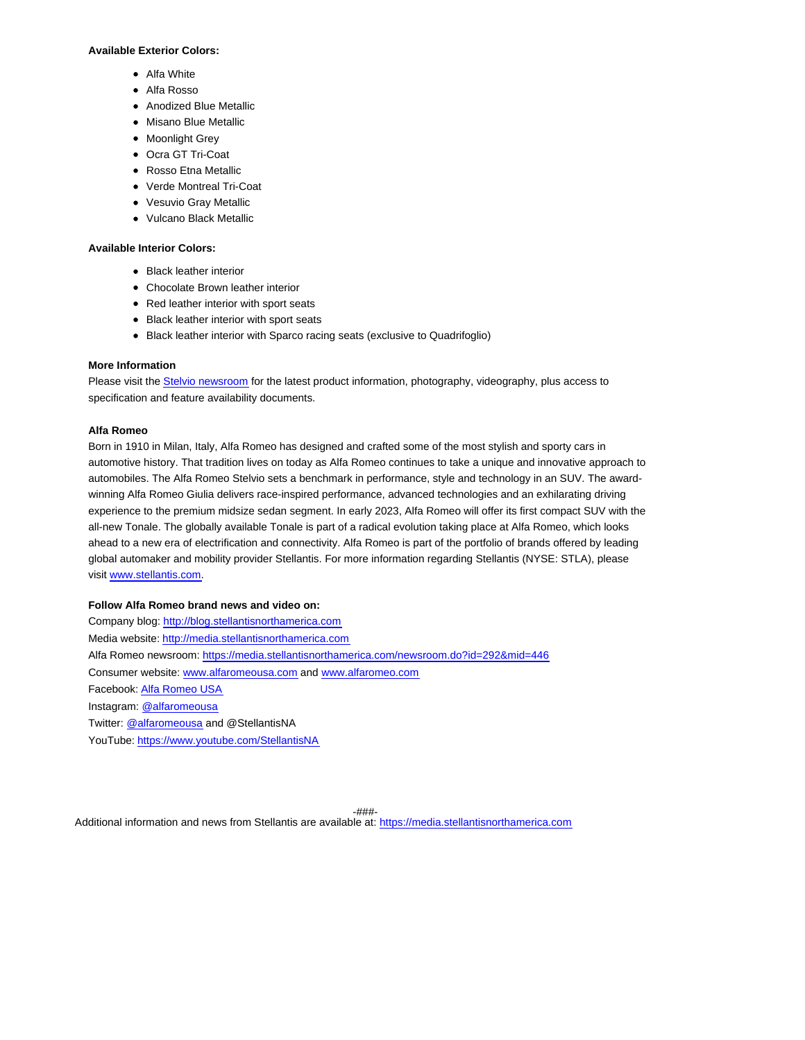**Available Exterior Colors:**

- Alfa White
- Alfa Rosso
- Anodized Blue Metallic
- Misano Blue Metallic
- Moonlight Grey
- Ocra GT Tri-Coat
- Rosso Etna Metallic
- Verde Montreal Tri-Coat
- Vesuvio Gray Metallic
- Vulcano Black Metallic

**Available Interior Colors:**

- Black leather interior
- Chocolate Brown leather interior
- Red leather interior with sport seats
- Black leather interior with sport seats
- Black leather interior with Sparco racing seats (exclusive to Quadrifoglio)

**More Information**

Please visit the Stelvio newsroom for the latest product information, photography, videography, plus access to specification and feature availability documents.

**Alfa Romeo**

Born in 1910 in Milan, Italy, Alfa Romeo has designed and crafted some of the most stylish and sporty cars in automotive history. That tradition lives on today as Alfa Romeo continues to take a unique and innovative approach to automobiles. The Alfa Romeo Stelvio sets a benchmark in performance, style and technology in an SUV. The award-winning Alfa Romeo Giulia delivers race-inspired performance, advanced technologies and an exhilarating driving experience to the premium midsize sedan segment. In early 2023, Alfa Romeo will offer its first compact SUV with the all-new Tonale. The globally available Tonale is part of a radical evolution taking place at Alfa Romeo, which looks ahead to a new era of electrification and connectivity. Alfa Romeo is part of the portfolio of brands offered by leading global automaker and mobility provider Stellantis. For more information regarding Stellantis (NYSE: STLA), please visit www.stellantis.com.

**Follow Alfa Romeo brand news and video on:**

Company blog: http://blog.stellantisnorthamerica.com
Media website: http://media.stellantisnorthamerica.com
Alfa Romeo newsroom: https://media.stellantisnorthamerica.com/newsroom.do?id=292&mid=446
Consumer website: www.alfaromeousa.com and www.alfaromeo.com
Facebook: Alfa Romeo USA
Instagram: @alfaromeousa
Twitter: @alfaromeousa and @StellantisNA
YouTube: https://www.youtube.com/StellantisNA

-###-

Additional information and news from Stellantis are available at: https://media.stellantisnorthamerica.com